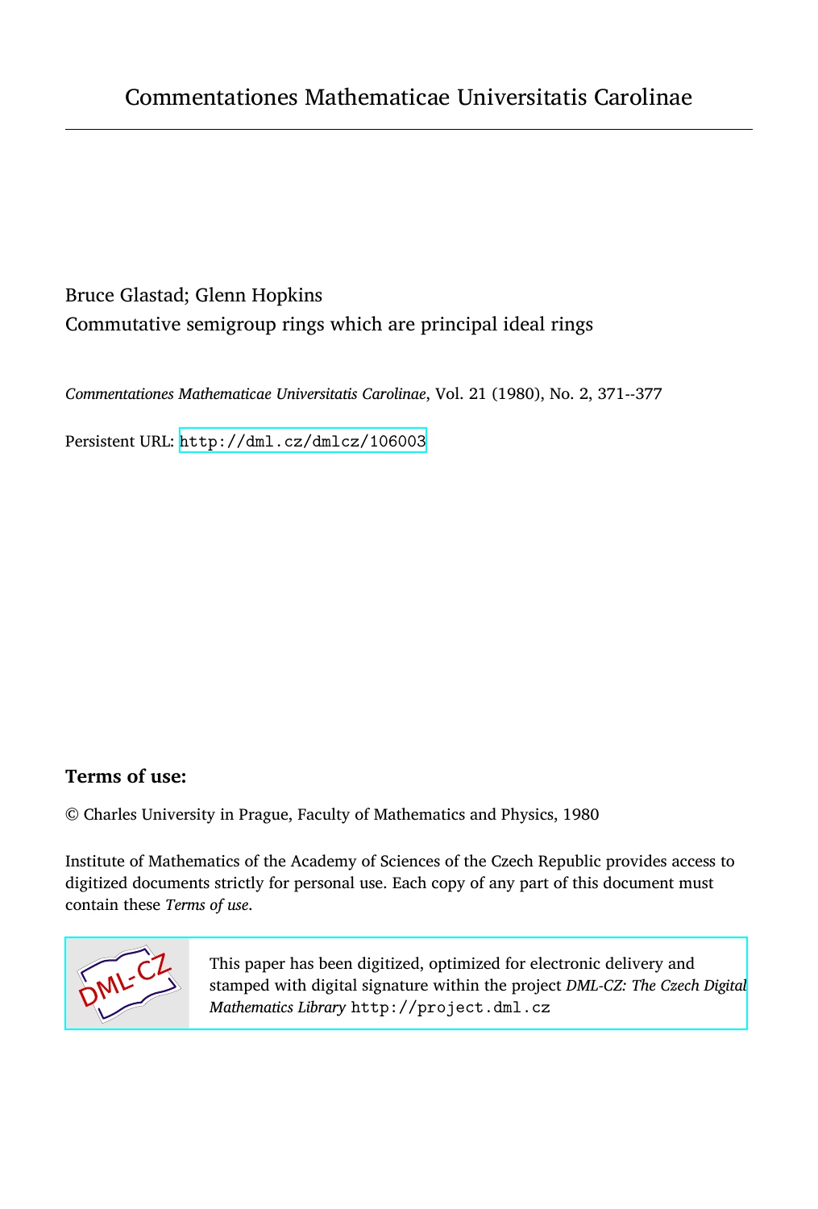Commentationes Mathematicae Universitatis Carolinae

Bruce Glastad; Glenn Hopkins
Commutative semigroup rings which are principal ideal rings

*Commentationes Mathematicae Universitatis Carolinae*, Vol. 21 (1980), No. 2, 371--377

Persistent URL: http://dml.cz/dmlcz/106003

**Terms of use:**

© Charles University in Prague, Faculty of Mathematics and Physics, 1980

Institute of Mathematics of the Academy of Sciences of the Czech Republic provides access to digitized documents strictly for personal use. Each copy of any part of this document must contain these *Terms of use*.

This paper has been digitized, optimized for electronic delivery and stamped with digital signature within the project *DML-CZ: The Czech Digital Mathematics Library* http://project.dml.cz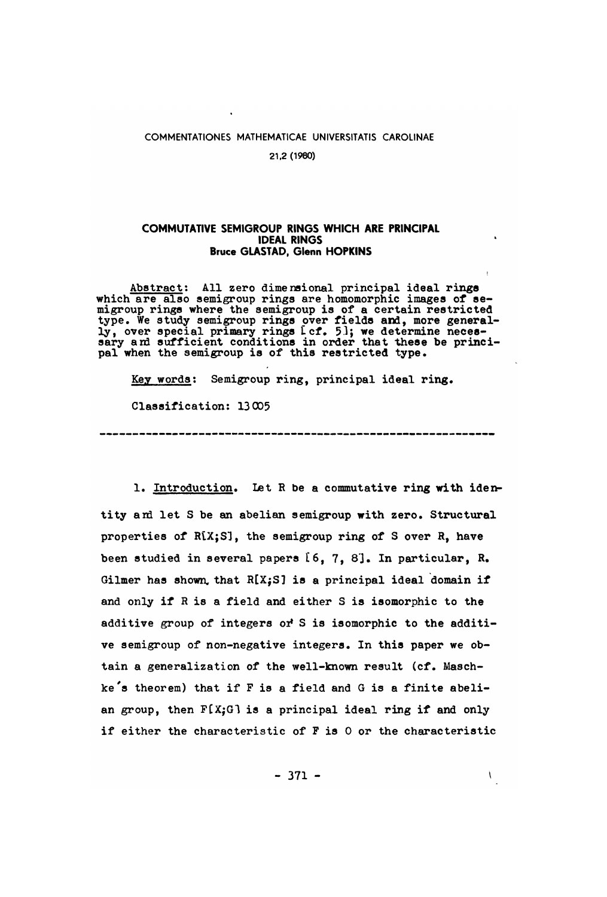COMMENTATIONES MATHEMATICAE UNIVERSITATIS CAROLINAE

21,2 (1980)

# COMMUTATIVE SEMIGROUP RINGS WHICH ARE PRINCIPAL IDEAL RINGS

**Bruce GLASTAD, Glenn HOPKINS**

Abstract: All zero dimensional principal ideal rings which are also semigroup rings are homomorphic images of semigroup rings where the semigroup is of a certain restricted type. We study semigroup rings over fields and, more generally, over special primary rings [cf. 5]; we determine necessary and sufficient conditions in order that these be principal when the semigroup is of this restricted type.

Key words: Semigroup ring, principal ideal ring.

Classification: 13C05

---

1. Introduction. Let R be a commutative ring with identity and let S be an abelian semigroup with zero. Structural properties of R[X;S], the semigroup ring of S over R, have been studied in several papers [6, 7, 8]. In particular, R. Gilmer has shown that R[X;S] is a principal ideal domain if and only if R is a field and either S is isomorphic to the additive group of integers or S is isomorphic to the additive semigroup of non-negative integers. In this paper we obtain a generalization of the well-known result (cf. Maschke's theorem) that if F is a field and G is a finite abelian group, then F[X;G] is a principal ideal ring if and only if either the characteristic of F is 0 or the characteristic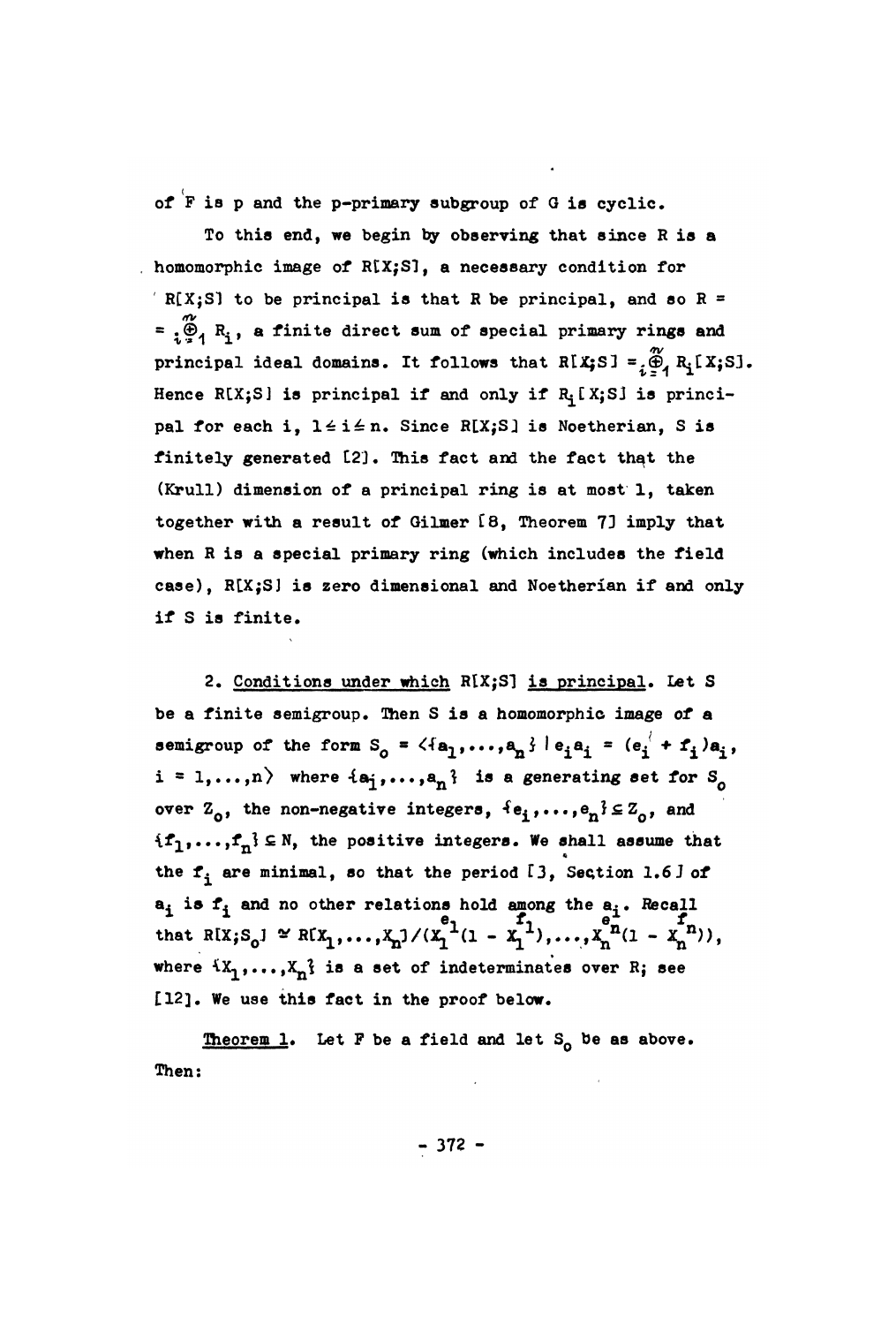of F is p and the p-primary subgroup of G is cyclic.

To this end, we begin by observing that since R is a homomorphic image of $R[X;S]$, a necessary condition for $R[X;S]$ to be principal is that R be principal, and so $R = \bigoplus_{i=1}^{n} R_i$, a finite direct sum of special primary rings and principal ideal domains. It follows that $R[X;S] = \bigoplus_{i=1}^{n} R_i[X;S]$. Hence $R[X;S]$ is principal if and only if $R_i[X;S]$ is principal for each i, $1 \leq i \leq n$. Since $R[X;S]$ is Noetherian, S is finitely generated [2]. This fact and the fact that the (Krull) dimension of a principal ring is at most 1, taken together with a result of Gilmer [8, Theorem 7] imply that when R is a special primary ring (which includes the field case), $R[X;S]$ is zero dimensional and Noetherian if and only if S is finite.

2. <u>Conditions under which</u> $R[X;S]$ <u>is principal</u>. Let S be a finite semigroup. Then S is a homomorphic image of a semigroup of the form $S_0 = \langle \{a_1,\ldots,a_n\} \mid e_i a_i = (e_i + f_i)a_i, i = 1,\ldots,n \rangle$ where $\{a_1,\ldots,a_n\}$ is a generating set for $S_0$ over $Z_0$, the non-negative integers, $\{e_1,\ldots,e_n\} \subseteq Z_0$, and $\{f_1,\ldots,f_n\} \subseteq N$, the positive integers. We shall assume that the $f_i$ are minimal, so that the period [3, Section 1.6] of $a_i$ is $f_i$ and no other relations hold among the $a_i$. Recall that $R[X;S_0] \cong R[X_1,\ldots,X_n]/(X_1^{e_1}(1 - X_1^{f_1}),\ldots,X_n^{e_n}(1 - X_n^{f_n}))$, where $\{X_1,\ldots,X_n\}$ is a set of indeterminates over R; see [12]. We use this fact in the proof below.

<u>Theorem 1</u>. Let F be a field and let $S_0$ be as above. Then: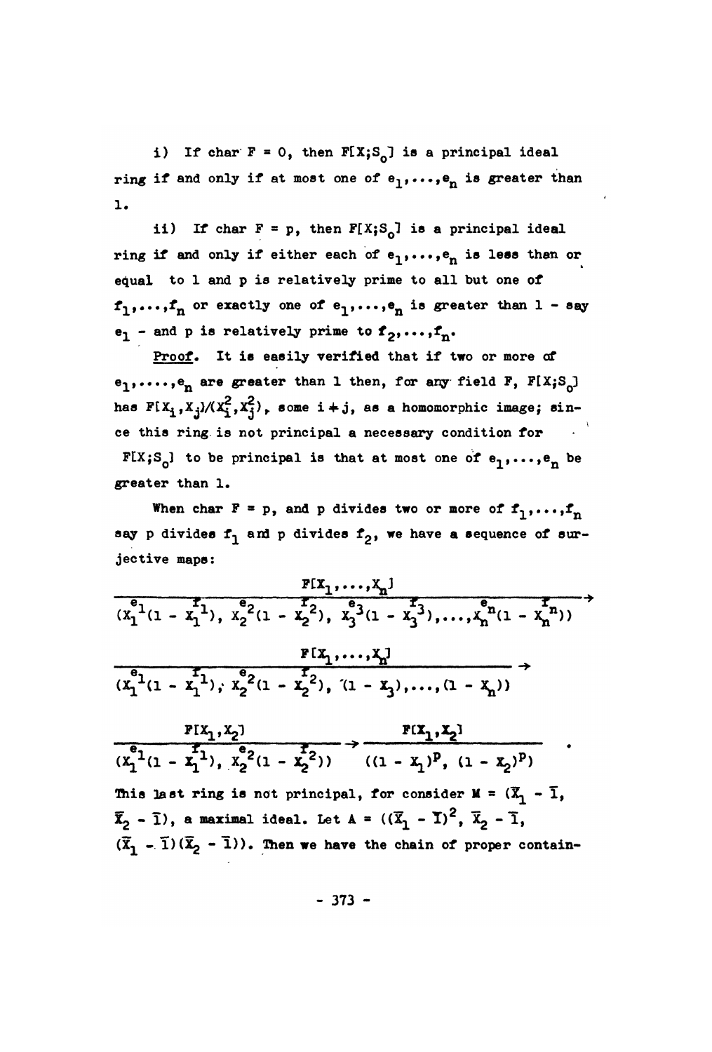i) If char $F = 0$, then $F[X;S_0]$ is a principal ideal ring if and only if at most one of $e_1,\ldots,e_n$ is greater than 1.

ii) If char $F = p$, then $F[X;S_0]$ is a principal ideal ring if and only if either each of $e_1,\ldots,e_n$ is less than or equal to 1 and $p$ is relatively prime to all but one of $f_1,\ldots,f_n$ or exactly one of $e_1,\ldots,e_n$ is greater than 1 - say $e_1$ - and $p$ is relatively prime to $f_2,\ldots,f_n$.

*Proof.* It is easily verified that if two or more of $e_1,\ldots,e_n$ are greater than 1 then, for any field $F$, $F[X;S_0]$ has $F[X_i,X_j]/(X_i^2,X_j^2)$, some $i \neq j$, as a homomorphic image; since this ring is not principal a necessary condition for $F[X;S_0]$ to be principal is that at most one of $e_1,\ldots,e_n$ be greater than 1.

When char $F = p$, and $p$ divides two or more of $f_1,\ldots,f_n$ say $p$ divides $f_1$ and $p$ divides $f_2$, we have a sequence of surjective maps:

$$\frac{F[X_1,\ldots,X_n]}{(X_1^{e_1}(1 - X_1^{f_1}),\ X_2^{e_2}(1 - X_2^{f_2}),\ X_3^{e_3}(1 - X_3^{f_3}),\ldots,X_n^{e_n}(1 - X_n^{f_n}))} \rightarrow$$

$$\frac{F[X_1,\ldots,X_n]}{(X_1^{e_1}(1 - X_1^{f_1}),\ X_2^{e_2}(1 - X_2^{f_2}),\ (1 - X_3),\ldots,(1 - X_n))} \rightarrow$$

$$\frac{F[X_1,X_2]}{(X_1^{e_1}(1 - X_1^{f_1}),\ X_2^{e_2}(1 - X_2^{f_2}))} \rightarrow \frac{F[X_1,X_2]}{((1 - X_1)^p,\ (1 - X_2)^p)} .$$

This last ring is not principal, for consider $M = (\bar{X}_1 - \bar{1},\ \bar{X}_2 - \bar{1})$, a maximal ideal. Let $A = ((\bar{X}_1 - \bar{1})^2,\ \bar{X}_2 - \bar{1},\ (\bar{X}_1 - \bar{1})(\bar{X}_2 - \bar{1}))$. Then we have the chain of proper contain-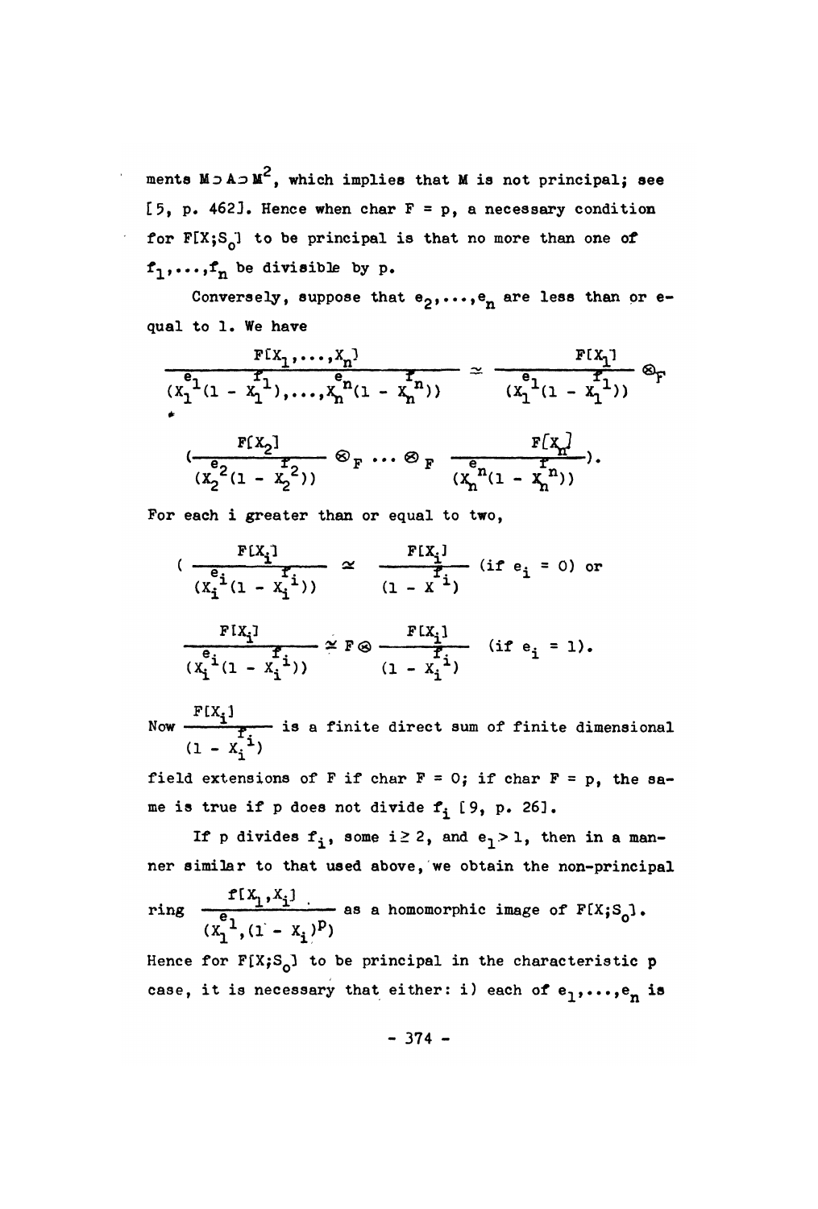ments $M \supset A \supset M^2$, which implies that $M$ is not principal; see [5, p. 462]. Hence when char $F = p$, a necessary condition for $F[X;S_0]$ to be principal is that no more than one of $f_1,\ldots,f_n$ be divisible by $p$.

Conversely, suppose that $e_2,\ldots,e_n$ are less than or equal to 1. We have

$$\frac{F[X_1,\ldots,X_n]}{(X_1^{e_1}(1 - X_1^{f_1}),\ldots,X_n^{e_n}(1 - X_n^{f_n}))} \simeq \frac{F[X_1]}{(X_1^{e_1}(1 - X_1^{f_1}))} \otimes_F$$

$$(\frac{F[X_2]}{(X_2^{e_2}(1 - X_2^{f_2}))} \otimes_F \cdots \otimes_F \frac{F[X_n]}{(X_n^{e_n}(1 - X_n^{f_n}))}).$$

For each $i$ greater than or equal to two,

$$(\frac{F[X_i]}{(X_i^{e_i}(1 - X_i^{f_i}))} \simeq \frac{F[X_i]}{(1 - X^{f_i})} \text{ (if } e_i = 0) \text{ or}$$

$$\frac{F[X_i]}{(X_i^{e_i}(1 - X_i^{f_i}))} \simeq F \oplus \frac{F[X_i]}{(1 - X_i^{f_i})} \quad \text{(if } e_i = 1).$$

Now $\frac{F[X_i]}{(1 - X_i^{f_i})}$ is a finite direct sum of finite dimensional field extensions of $F$ if char $F = 0$; if char $F = p$, the same is true if $p$ does not divide $f_i$ [9, p. 26].

If $p$ divides $f_i$, some $i \geq 2$, and $e_1 > 1$, then in a manner similar to that used above, we obtain the non-principal ring $\frac{f[X_1,X_i]}{(X_1^{e_1},(1 - X_i)^p)}$ as a homomorphic image of $F[X;S_0]$.

Hence for $F[X;S_0]$ to be principal in the characteristic $p$ case, it is necessary that either: i) each of $e_1,\ldots,e_n$ is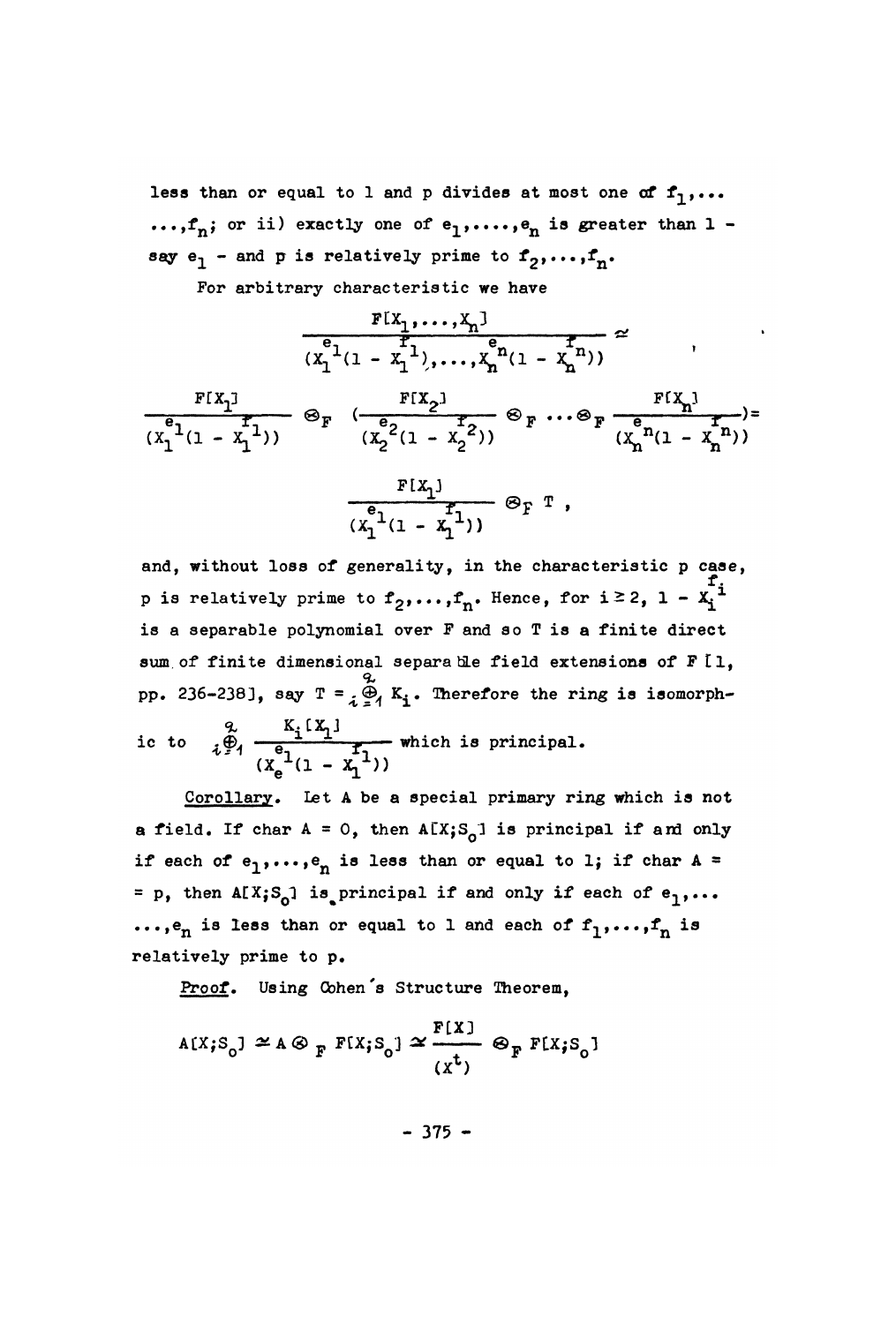less than or equal to 1 and p divides at most one of $f_1,\ldots$ $\ldots,f_n$; or ii) exactly one of $e_1,\ldots,e_n$ is greater than 1 - say $e_1$ - and p is relatively prime to $f_2,\ldots,f_n$.

For arbitrary characteristic we have

$$\frac{F[X_1,\ldots,X_n]}{(X_1^{e_1}(1-X_1^{f_1}),\ldots,X_n^{e_n}(1-X_n^{f_n}))} \simeq ,$$

$$\frac{F[X_1]}{(X_1^{e_1}(1-X_1^{f_1}))} \otimes_F \left(\frac{F[X_2]}{(X_2^{e_2}(1-X_2^{f_2}))} \otimes_F \cdots \otimes_F \frac{F[X_n]}{(X_n^{e_n}(1-X_n^{f_n}))}\right) =$$

$$\frac{F[X_1]}{(X_1^{e_1}(1-X_1^{f_1}))} \otimes_F T ,$$

and, without loss of generality, in the characteristic p case, p is relatively prime to $f_2,\ldots,f_n$. Hence, for $i \geq 2$, $1 - X_i^{f_i}$ is a separable polynomial over F and so T is a finite direct sum of finite dimensional separable field extensions of F [1, pp. 236-238], say $T = \bigoplus_{i=1}^{q} K_i$. Therefore the ring is isomorphic to $\bigoplus_{i=1}^{q} \dfrac{K_i[X_1]}{(X_e^{e_1}(1-X_1^{f_1}))}$ which is principal.

<u>Corollary</u>. Let A be a special primary ring which is not a field. If char A = 0, then $A[X;S_o]$ is principal if and only if each of $e_1,\ldots,e_n$ is less than or equal to 1; if char A = = p, then $A[X;S_o]$ is principal if and only if each of $e_1,\ldots$ $\ldots,e_n$ is less than or equal to 1 and each of $f_1,\ldots,f_n$ is relatively prime to p.

<u>Proof</u>. Using Cohen's Structure Theorem,

$$A[X;S_o] \simeq A \otimes_F F[X;S_o] \simeq \frac{F[X]}{(X^t)} \otimes_F F[X;S_o]$$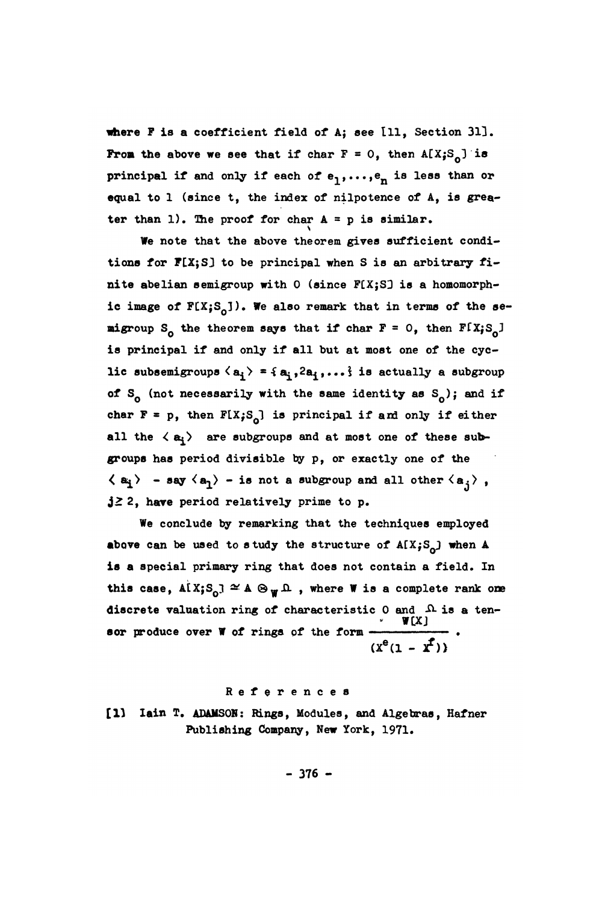where $F$ is a coefficient field of $A$; see [11, Section 31]. From the above we see that if char $F = 0$, then $A[X;S_0]$ is principal if and only if each of $e_1, \ldots, e_n$ is less than or equal to 1 (since t, the index of nilpotence of A, is greater than 1). The proof for char $A = p$ is similar.

We note that the above theorem gives sufficient conditions for $F[X;S]$ to be principal when $S$ is an arbitrary finite abelian semigroup with 0 (since $F[X;S]$ is a homomorphic image of $F[X;S_0]$). We also remark that in terms of the semigroup $S_0$ the theorem says that if char $F = 0$, then $F[X;S_0]$ is principal if and only if all but at most one of the cyclic subsemigroups $\langle a_i \rangle = \{a_i, 2a_i, \ldots\}$ is actually a subgroup of $S_0$ (not necessarily with the same identity as $S_0$); and if char $F = p$, then $F[X;S_0]$ is principal if and only if either all the $\langle a_i \rangle$ are subgroups and at most one of these subgroups has period divisible by p, or exactly one of the $\langle a_i \rangle$ - say $\langle a_1 \rangle$ - is not a subgroup and all other $\langle a_j \rangle$, $j \geq 2$, have period relatively prime to p.

We conclude by remarking that the techniques employed above can be used to study the structure of $A[X;S_0]$ when A is a special primary ring that does not contain a field. In this case, $A[X;S_0] \simeq A \otimes_W \Omega$, where W is a complete rank one discrete valuation ring of characteristic 0 and $\Omega$ is a tensor produce over W of rings of the form $\dfrac{W[X]}{(X^e(1 - X^f))}$.

## References

[1] Iain T. ADAMSON: Rings, Modules, and Algebras, Hafner Publishing Company, New York, 1971.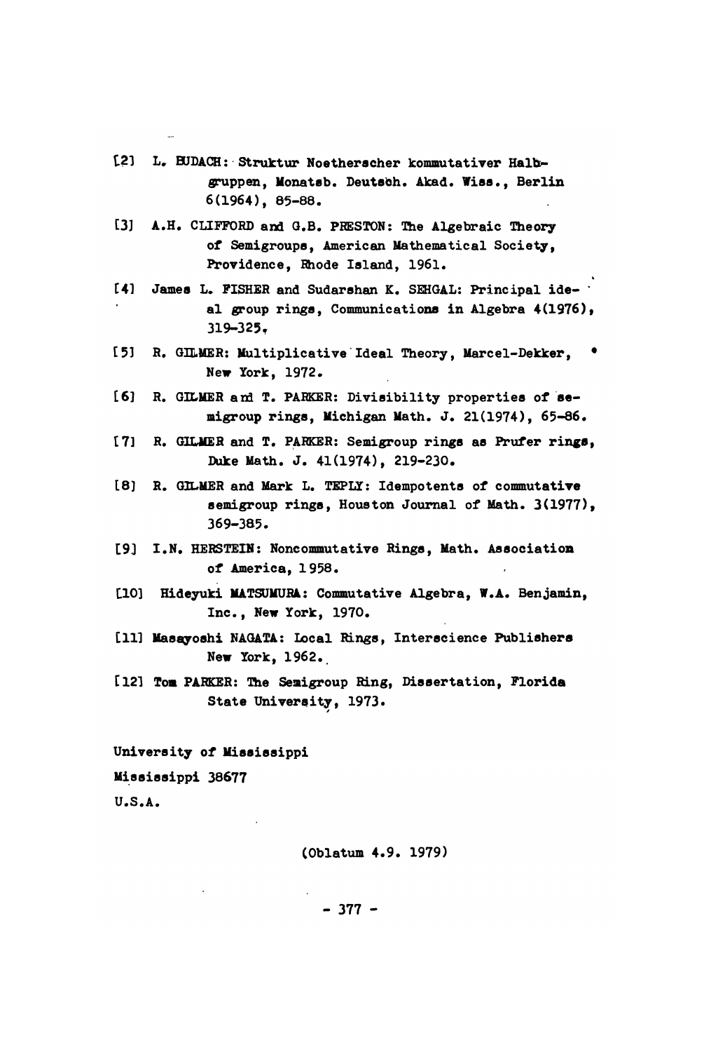[2] L. BUDACH: Struktur Noetherscher kommutativer Halbgruppen, Monatsb. Deutsch. Akad. Wiss., Berlin 6(1964), 85-88.

[3] A.H. CLIFFORD and G.B. PRESTON: The Algebraic Theory of Semigroups, American Mathematical Society, Providence, Rhode Island, 1961.

[4] James L. FISHER and Sudarshan K. SEHGAL: Principal ideal group rings, Communications in Algebra 4(1976), 319-325.

[5] R. GILMER: Multiplicative Ideal Theory, Marcel-Dekker, New York, 1972.

[6] R. GILMER and T. PARKER: Divisibility properties of semigroup rings, Michigan Math. J. 21(1974), 65-86.

[7] R. GILMER and T. PARKER: Semigroup rings as Prufer rings, Duke Math. J. 41(1974), 219-230.

[8] R. GILMER and Mark L. TEPLY: Idempotents of commutative semigroup rings, Houston Journal of Math. 3(1977), 369-385.

[9] I.N. HERSTEIN: Noncommutative Rings, Math. Association of America, 1958.

[10] Hideyuki MATSUMURA: Commutative Algebra, W.A. Benjamin, Inc., New York, 1970.

[11] Masayoshi NAGATA: Local Rings, Interscience Publishers New York, 1962.

[12] Tom PARKER: The Semigroup Ring, Dissertation, Florida State University, 1973.

University of Mississippi

Mississippi 38677

U.S.A.

(Oblatum 4.9. 1979)